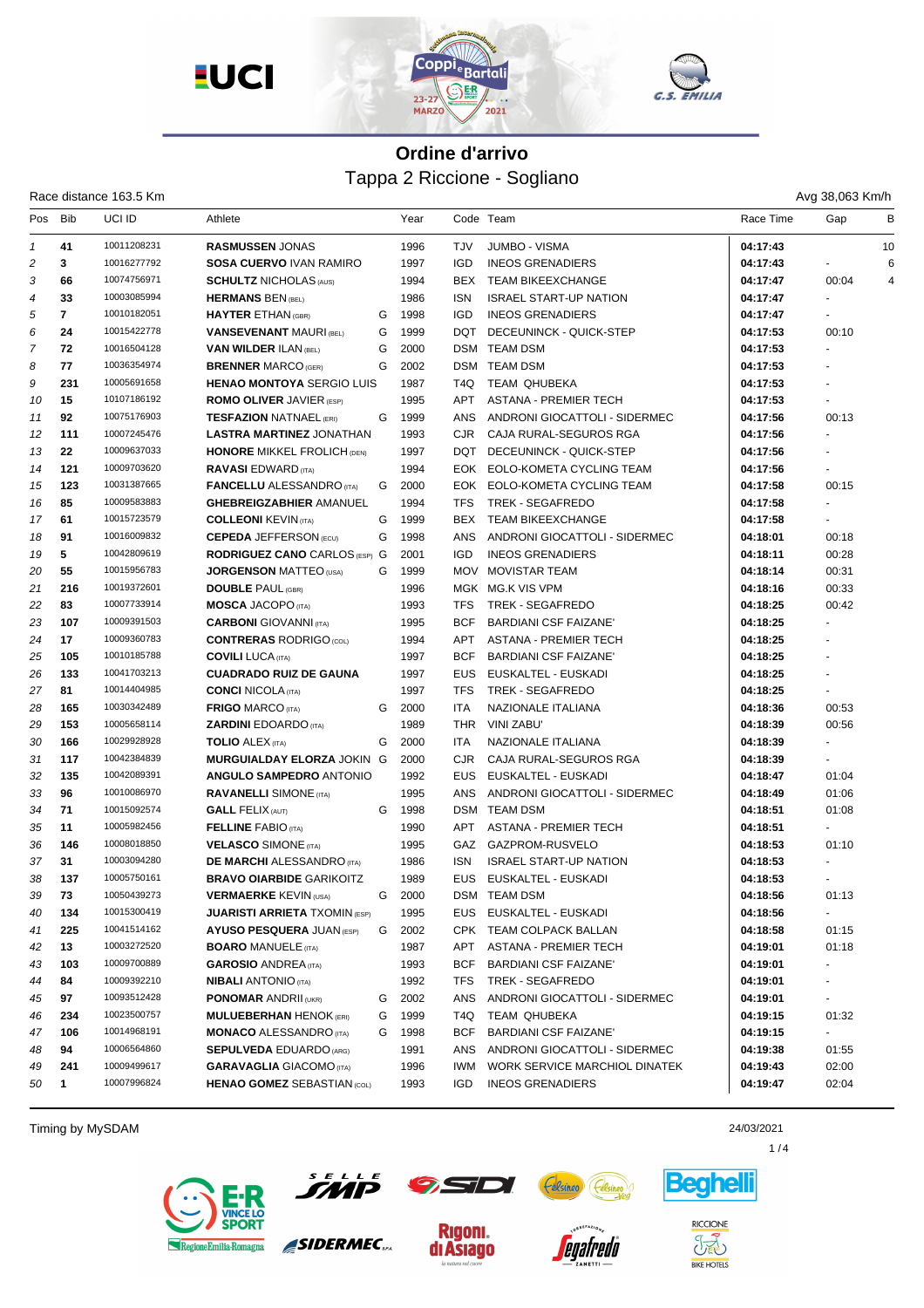# Ordine d'arrivo

## Tappa 2 Riccione - Sogliano

Race distance 163.5 Km

Avg 38,063 Km/h

| Pos | Bib | UCI ID | Athlete | | Year | Code | Team | Race Time | Gap | B |
|---|---|---|---|---|---|---|---|---|---|---|
| 1 | 41 | 10011208231 | **RASMUSSEN** JONAS | | 1996 | TJV | JUMBO - VISMA | **04:17:43** | | 10 |
| 2 | 3 | 10016277792 | **SOSA CUERVO** IVAN RAMIRO | | 1997 | IGD | INEOS GRENADIERS | **04:17:43** | - | 6 |
| 3 | 66 | 10074756971 | **SCHULTZ** NICHOLAS (AUS) | | 1994 | BEX | TEAM BIKEEXCHANGE | **04:17:47** | 00:04 | 4 |
| 4 | 33 | 10003085994 | **HERMANS** BEN (BEL) | | 1986 | ISN | ISRAEL START-UP NATION | **04:17:47** | - | |
| 5 | 7 | 10010182051 | **HAYTER** ETHAN (GBR) | G | 1998 | IGD | INEOS GRENADIERS | **04:17:47** | - | |
| 6 | 24 | 10015422778 | **VANSEVENANT** MAURI (BEL) | G | 1999 | DQT | DECEUNINCK - QUICK-STEP | **04:17:53** | 00:10 | |
| 7 | 72 | 10016504128 | **VAN WILDER** ILAN (BEL) | G | 2000 | DSM | TEAM DSM | **04:17:53** | - | |
| 8 | 77 | 10036354974 | **BRENNER** MARCO (GER) | G | 2002 | DSM | TEAM DSM | **04:17:53** | - | |
| 9 | 231 | 10005691658 | **HENAO MONTOYA** SERGIO LUIS | | 1987 | T4Q | TEAM QHUBEKA | **04:17:53** | - | |
| 10 | 15 | 10107186192 | **ROMO OLIVER** JAVIER (ESP) | | 1995 | APT | ASTANA - PREMIER TECH | **04:17:53** | - | |
| 11 | 92 | 10075176903 | **TESFAZION** NATNAEL (ERI) | G | 1999 | ANS | ANDRONI GIOCATTOLI - SIDERMEC | **04:17:56** | 00:13 | |
| 12 | 111 | 10007245476 | **LASTRA MARTINEZ** JONATHAN | | 1993 | CJR | CAJA RURAL-SEGUROS RGA | **04:17:56** | - | |
| 13 | 22 | 10009637033 | **HONORE** MIKKEL FROLICH (DEN) | | 1997 | DQT | DECEUNINCK - QUICK-STEP | **04:17:56** | - | |
| 14 | 121 | 10009703620 | **RAVASI** EDWARD (ITA) | | 1994 | EOK | EOLO-KOMETA CYCLING TEAM | **04:17:56** | - | |
| 15 | 123 | 10031387665 | **FANCELLU** ALESSANDRO (ITA) | G | 2000 | EOK | EOLO-KOMETA CYCLING TEAM | **04:17:58** | 00:15 | |
| 16 | 85 | 10009583883 | **GHEBREIGZABHIER** AMANUEL | | 1994 | TFS | TREK - SEGAFREDO | **04:17:58** | - | |
| 17 | 61 | 10015723579 | **COLLEONI** KEVIN (ITA) | G | 1999 | BEX | TEAM BIKEEXCHANGE | **04:17:58** | - | |
| 18 | 91 | 10016009832 | **CEPEDA** JEFFERSON (ECU) | G | 1998 | ANS | ANDRONI GIOCATTOLI - SIDERMEC | **04:18:01** | 00:18 | |
| 19 | 5 | 10042809619 | **RODRIGUEZ CANO** CARLOS (ESP) | G | 2001 | IGD | INEOS GRENADIERS | **04:18:11** | 00:28 | |
| 20 | 55 | 10015956783 | **JORGENSON** MATTEO (USA) | G | 1999 | MOV | MOVISTAR TEAM | **04:18:14** | 00:31 | |
| 21 | 216 | 10019372601 | **DOUBLE** PAUL (GBR) | | 1996 | MGK | MG.K VIS VPM | **04:18:16** | 00:33 | |
| 22 | 83 | 10007733914 | **MOSCA** JACOPO (ITA) | | 1993 | TFS | TREK - SEGAFREDO | **04:18:25** | 00:42 | |
| 23 | 107 | 10009391503 | **CARBONI** GIOVANNI (ITA) | | 1995 | BCF | BARDIANI CSF FAIZANE' | **04:18:25** | - | |
| 24 | 17 | 10009360783 | **CONTRERAS** RODRIGO (COL) | | 1994 | APT | ASTANA - PREMIER TECH | **04:18:25** | - | |
| 25 | 105 | 10010185788 | **COVILI** LUCA (ITA) | | 1997 | BCF | BARDIANI CSF FAIZANE' | **04:18:25** | - | |
| 26 | 133 | 10041703213 | **CUADRADO RUIZ DE GAUNA** | | 1997 | EUS | EUSKALTEL - EUSKADI | **04:18:25** | - | |
| 27 | 81 | 10014404985 | **CONCI** NICOLA (ITA) | | 1997 | TFS | TREK - SEGAFREDO | **04:18:25** | - | |
| 28 | 165 | 10030342489 | **FRIGO** MARCO (ITA) | G | 2000 | ITA | NAZIONALE ITALIANA | **04:18:36** | 00:53 | |
| 29 | 153 | 10005658114 | **ZARDINI** EDOARDO (ITA) | | 1989 | THR | VINI ZABU' | **04:18:39** | 00:56 | |
| 30 | 166 | 10029928928 | **TOLIO** ALEX (ITA) | G | 2000 | ITA | NAZIONALE ITALIANA | **04:18:39** | - | |
| 31 | 117 | 10042384839 | **MURGUIALDAY ELORZA** JOKIN | G | 2000 | CJR | CAJA RURAL-SEGUROS RGA | **04:18:39** | - | |
| 32 | 135 | 10042089391 | **ANGULO SAMPEDRO** ANTONIO | | 1992 | EUS | EUSKALTEL - EUSKADI | **04:18:47** | 01:04 | |
| 33 | 96 | 10010086970 | **RAVANELLI** SIMONE (ITA) | | 1995 | ANS | ANDRONI GIOCATTOLI - SIDERMEC | **04:18:49** | 01:06 | |
| 34 | 71 | 10015092574 | **GALL** FELIX (AUT) | G | 1998 | DSM | TEAM DSM | **04:18:51** | 01:08 | |
| 35 | 11 | 10005982456 | **FELLINE** FABIO (ITA) | | 1990 | APT | ASTANA - PREMIER TECH | **04:18:51** | - | |
| 36 | 146 | 10008018850 | **VELASCO** SIMONE (ITA) | | 1995 | GAZ | GAZPROM-RUSVELO | **04:18:53** | 01:10 | |
| 37 | 31 | 10003094280 | **DE MARCHI** ALESSANDRO (ITA) | | 1986 | ISN | ISRAEL START-UP NATION | **04:18:53** | - | |
| 38 | 137 | 10005750161 | **BRAVO OIARBIDE** GARIKOITZ | | 1989 | EUS | EUSKALTEL - EUSKADI | **04:18:53** | - | |
| 39 | 73 | 10050439273 | **VERMAERKE** KEVIN (USA) | G | 2000 | DSM | TEAM DSM | **04:18:56** | 01:13 | |
| 40 | 134 | 10015300419 | **JUARISTI ARRIETA** TXOMIN (ESP) | | 1995 | EUS | EUSKALTEL - EUSKADI | **04:18:56** | - | |
| 41 | 225 | 10041514162 | **AYUSO PESQUERA** JUAN (ESP) | G | 2002 | CPK | TEAM COLPACK BALLAN | **04:18:58** | 01:15 | |
| 42 | 13 | 10003272520 | **BOARO** MANUELE (ITA) | | 1987 | APT | ASTANA - PREMIER TECH | **04:19:01** | 01:18 | |
| 43 | 103 | 10009700889 | **GAROSIO** ANDREA (ITA) | | 1993 | BCF | BARDIANI CSF FAIZANE' | **04:19:01** | - | |
| 44 | 84 | 10009392210 | **NIBALI** ANTONIO (ITA) | | 1992 | TFS | TREK - SEGAFREDO | **04:19:01** | - | |
| 45 | 97 | 10093512428 | **PONOMAR** ANDRII (UKR) | G | 2002 | ANS | ANDRONI GIOCATTOLI - SIDERMEC | **04:19:01** | - | |
| 46 | 234 | 10023500757 | **MULUEBERHAN** HENOK (ERI) | G | 1999 | T4Q | TEAM QHUBEKA | **04:19:15** | 01:32 | |
| 47 | 106 | 10014968191 | **MONACO** ALESSANDRO (ITA) | G | 1998 | BCF | BARDIANI CSF FAIZANE' | **04:19:15** | - | |
| 48 | 94 | 10006564860 | **SEPULVEDA** EDUARDO (ARG) | | 1991 | ANS | ANDRONI GIOCATTOLI - SIDERMEC | **04:19:38** | 01:55 | |
| 49 | 241 | 10009499617 | **GARAVAGLIA** GIACOMO (ITA) | | 1996 | IWM | WORK SERVICE MARCHIOL DINATEK | **04:19:43** | 02:00 | |
| 50 | 1 | 10007996824 | **HENAO GOMEZ** SEBASTIAN (COL) | | 1993 | IGD | INEOS GRENADIERS | **04:19:47** | 02:04 | |

Timing by MySDAM

24/03/2021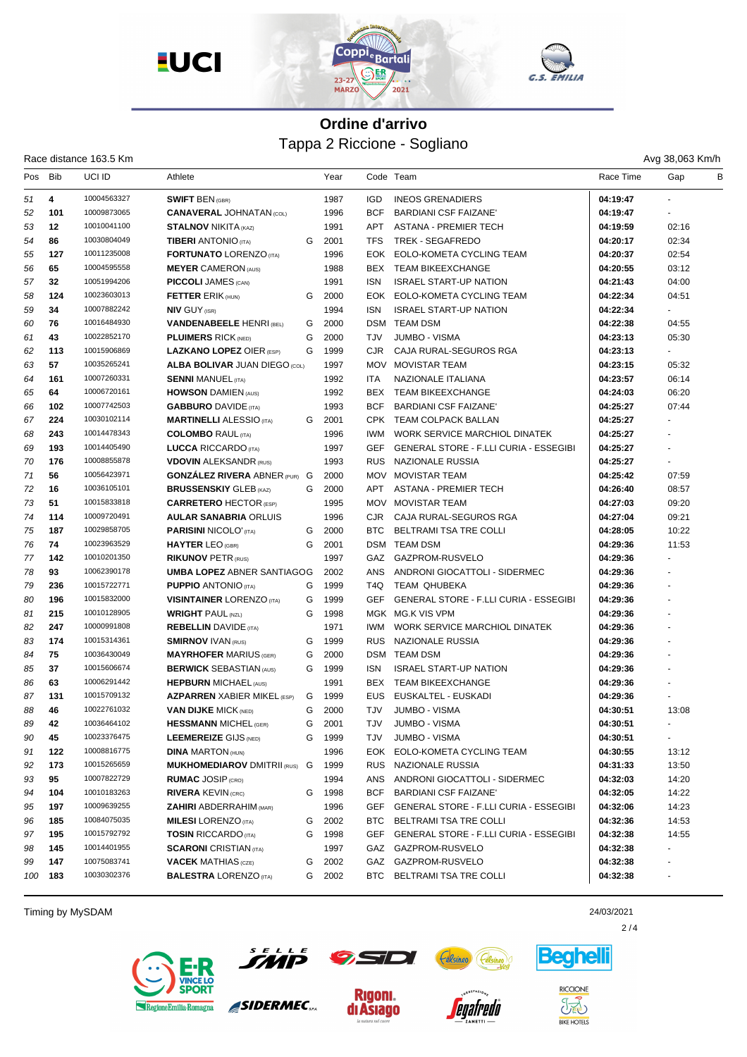# Ordine d'arrivo

## Tappa 2 Riccione - Sogliano

Race distance 163.5 Km

Avg 38,063 Km/h

| Pos | Bib | UCI ID | Athlete | | Year | Code | Team | Race Time | Gap | B |
|---|---|---|---|---|---|---|---|---|---|---|
| 51 | 4 | 10004563327 | **SWIFT** BEN (GBR) | | 1987 | IGD | INEOS GRENADIERS | 04:19:47 | - | |
| 52 | 101 | 10009873065 | **CANAVERAL** JOHNATAN (COL) | | 1996 | BCF | BARDIANI CSF FAIZANE' | 04:19:47 | - | |
| 53 | 12 | 10010041100 | **STALNOV** NIKITA (KAZ) | | 1991 | APT | ASTANA - PREMIER TECH | 04:19:59 | 02:16 | |
| 54 | 86 | 10030804049 | **TIBERI** ANTONIO (ITA) | G | 2001 | TFS | TREK - SEGAFREDO | 04:20:17 | 02:34 | |
| 55 | 127 | 10011235008 | **FORTUNATO** LORENZO (ITA) | | 1996 | EOK | EOLO-KOMETA CYCLING TEAM | 04:20:37 | 02:54 | |
| 56 | 65 | 10004595558 | **MEYER** CAMERON (AUS) | | 1988 | BEX | TEAM BIKEEXCHANGE | 04:20:55 | 03:12 | |
| 57 | 32 | 10051994206 | **PICCOLI** JAMES (CAN) | | 1991 | ISN | ISRAEL START-UP NATION | 04:21:43 | 04:00 | |
| 58 | 124 | 10023603013 | **FETTER** ERIK (HUN) | G | 2000 | EOK | EOLO-KOMETA CYCLING TEAM | 04:22:34 | 04:51 | |
| 59 | 34 | 10007882242 | **NIV** GUY (ISR) | | 1994 | ISN | ISRAEL START-UP NATION | 04:22:34 | - | |
| 60 | 76 | 10016484930 | **VANDENABEELE** HENRI (BEL) | G | 2000 | DSM | TEAM DSM | 04:22:38 | 04:55 | |
| 61 | 43 | 10022852170 | **PLUIMERS** RICK (NED) | G | 2000 | TJV | JUMBO - VISMA | 04:23:13 | 05:30 | |
| 62 | 113 | 10015906869 | **LAZKANO LOPEZ** OIER (ESP) | G | 1999 | CJR | CAJA RURAL-SEGUROS RGA | 04:23:13 | - | |
| 63 | 57 | 10035265241 | **ALBA BOLIVAR** JUAN DIEGO (COL) | | 1997 | MOV | MOVISTAR TEAM | 04:23:15 | 05:32 | |
| 64 | 161 | 10007260331 | **SENNI** MANUEL (ITA) | | 1992 | ITA | NAZIONALE ITALIANA | 04:23:57 | 06:14 | |
| 65 | 64 | 10006720161 | **HOWSON** DAMIEN (AUS) | | 1992 | BEX | TEAM BIKEEXCHANGE | 04:24:03 | 06:20 | |
| 66 | 102 | 10007742503 | **GABBURO** DAVIDE (ITA) | | 1993 | BCF | BARDIANI CSF FAIZANE' | 04:25:27 | 07:44 | |
| 67 | 224 | 10030102114 | **MARTINELLI** ALESSIO (ITA) | G | 2001 | CPK | TEAM COLPACK BALLAN | 04:25:27 | - | |
| 68 | 243 | 10014478343 | **COLOMBO** RAUL (ITA) | | 1996 | IWM | WORK SERVICE MARCHIOL DINATEK | 04:25:27 | - | |
| 69 | 193 | 10014405490 | **LUCCA** RICCARDO (ITA) | | 1997 | GEF | GENERAL STORE - F.LLI CURIA - ESSEGIBI | 04:25:27 | - | |
| 70 | 176 | 10008855878 | **VDOVIN** ALEKSANDR (RUS) | | 1993 | RUS | NAZIONALE RUSSIA | 04:25:27 | - | |
| 71 | 56 | 10056423971 | **GONZÁLEZ RIVERA** ABNER (PUR) | G | 2000 | MOV | MOVISTAR TEAM | 04:25:42 | 07:59 | |
| 72 | 16 | 10036105101 | **BRUSSENSKIY** GLEB (KAZ) | G | 2000 | APT | ASTANA - PREMIER TECH | 04:26:40 | 08:57 | |
| 73 | 51 | 10015833818 | **CARRETERO** HECTOR (ESP) | | 1995 | MOV | MOVISTAR TEAM | 04:27:03 | 09:20 | |
| 74 | 114 | 10020491 | **AULAR SANABRIA** ORLUIS | | 1996 | CJR | CAJA RURAL-SEGUROS RGA | 04:27:04 | 09:21 | |
| 75 | 187 | 10029858705 | **PARISINI** NICOLO' (ITA) | G | 2000 | BTC | BELTRAMI TSA TRE COLLI | 04:28:05 | 10:22 | |
| 76 | 74 | 10023963529 | **HAYTER** LEO (GBR) | G | 2001 | DSM | TEAM DSM | 04:29:36 | 11:53 | |
| 77 | 142 | 10010201350 | **RIKUNOV** PETR (RUS) | | 1997 | GAZ | GAZPROM-RUSVELO | 04:29:36 | - | |
| 78 | 93 | 10062390178 | **UMBA LOPEZ** ABNER SANTIAGO | G | 2002 | ANS | ANDRONI GIOCATTOLI - SIDERMEC | 04:29:36 | - | |
| 79 | 236 | 10015722771 | **PUPPIO** ANTONIO (ITA) | G | 1999 | T4Q | TEAM QHUBEKA | 04:29:36 | - | |
| 80 | 196 | 10015832000 | **VISINTAINER** LORENZO (ITA) | G | 1999 | GEF | GENERAL STORE - F.LLI CURIA - ESSEGIBI | 04:29:36 | - | |
| 81 | 215 | 10010128905 | **WRIGHT** PAUL (NZL) | G | 1998 | MGK | MG.K VIS VPM | 04:29:36 | - | |
| 82 | 247 | 10000991808 | **REBELLIN** DAVIDE (ITA) | | 1971 | IWM | WORK SERVICE MARCHIOL DINATEK | 04:29:36 | - | |
| 83 | 174 | 10015314361 | **SMIRNOV** IVAN (RUS) | G | 1999 | RUS | NAZIONALE RUSSIA | 04:29:36 | - | |
| 84 | 75 | 10036430049 | **MAYRHOFER** MARIUS (GER) | G | 2000 | DSM | TEAM DSM | 04:29:36 | - | |
| 85 | 37 | 10015606674 | **BERWICK** SEBASTIAN (AUS) | G | 1999 | ISN | ISRAEL START-UP NATION | 04:29:36 | - | |
| 86 | 63 | 10006291442 | **HEPBURN** MICHAEL (AUS) | | 1991 | BEX | TEAM BIKEEXCHANGE | 04:29:36 | - | |
| 87 | 131 | 10015709132 | **AZPARREN** XABIER MIKEL (ESP) | G | 1999 | EUS | EUSKALTEL - EUSKADI | 04:29:36 | - | |
| 88 | 46 | 10022761032 | **VAN DIJKE** MICK (NED) | G | 2000 | TJV | JUMBO - VISMA | 04:30:51 | 13:08 | |
| 89 | 42 | 10036464102 | **HESSMANN** MICHEL (GER) | G | 2001 | TJV | JUMBO - VISMA | 04:30:51 | - | |
| 90 | 45 | 10023376475 | **LEEMEREIZE** GIJS (NED) | G | 1999 | TJV | JUMBO - VISMA | 04:30:51 | - | |
| 91 | 122 | 10008816775 | **DINA** MARTON (HUN) | | 1996 | EOK | EOLO-KOMETA CYCLING TEAM | 04:30:55 | 13:12 | |
| 92 | 173 | 10015265659 | **MUKHOMEDIAROV** DMITRII (RUS) | G | 1999 | RUS | NAZIONALE RUSSIA | 04:31:33 | 13:50 | |
| 93 | 95 | 10007822729 | **RUMAC** JOSIP (CRO) | | 1994 | ANS | ANDRONI GIOCATTOLI - SIDERMEC | 04:32:03 | 14:20 | |
| 94 | 104 | 10010183263 | **RIVERA** KEVIN (CRC) | G | 1998 | BCF | BARDIANI CSF FAIZANE' | 04:32:05 | 14:22 | |
| 95 | 197 | 10009639255 | **ZAHIRI** ABDERRAHIM (MAR) | | 1996 | GEF | GENERAL STORE - F.LLI CURIA - ESSEGIBI | 04:32:06 | 14:23 | |
| 96 | 185 | 10084075035 | **MILESI** LORENZO (ITA) | G | 2002 | BTC | BELTRAMI TSA TRE COLLI | 04:32:36 | 14:53 | |
| 97 | 195 | 10015792792 | **TOSIN** RICCARDO (ITA) | G | 1998 | GEF | GENERAL STORE - F.LLI CURIA - ESSEGIBI | 04:32:38 | 14:55 | |
| 98 | 145 | 10014401955 | **SCARONI** CRISTIAN (ITA) | | 1997 | GAZ | GAZPROM-RUSVELO | 04:32:38 | - | |
| 99 | 147 | 10075083741 | **VACEK** MATHIAS (CZE) | G | 2002 | GAZ | GAZPROM-RUSVELO | 04:32:38 | - | |
| 100 | 183 | 10030302376 | **BALESTRA** LORENZO (ITA) | G | 2002 | BTC | BELTRAMI TSA TRE COLLI | 04:32:38 | - | |

Timing by MySDAM

24/03/2021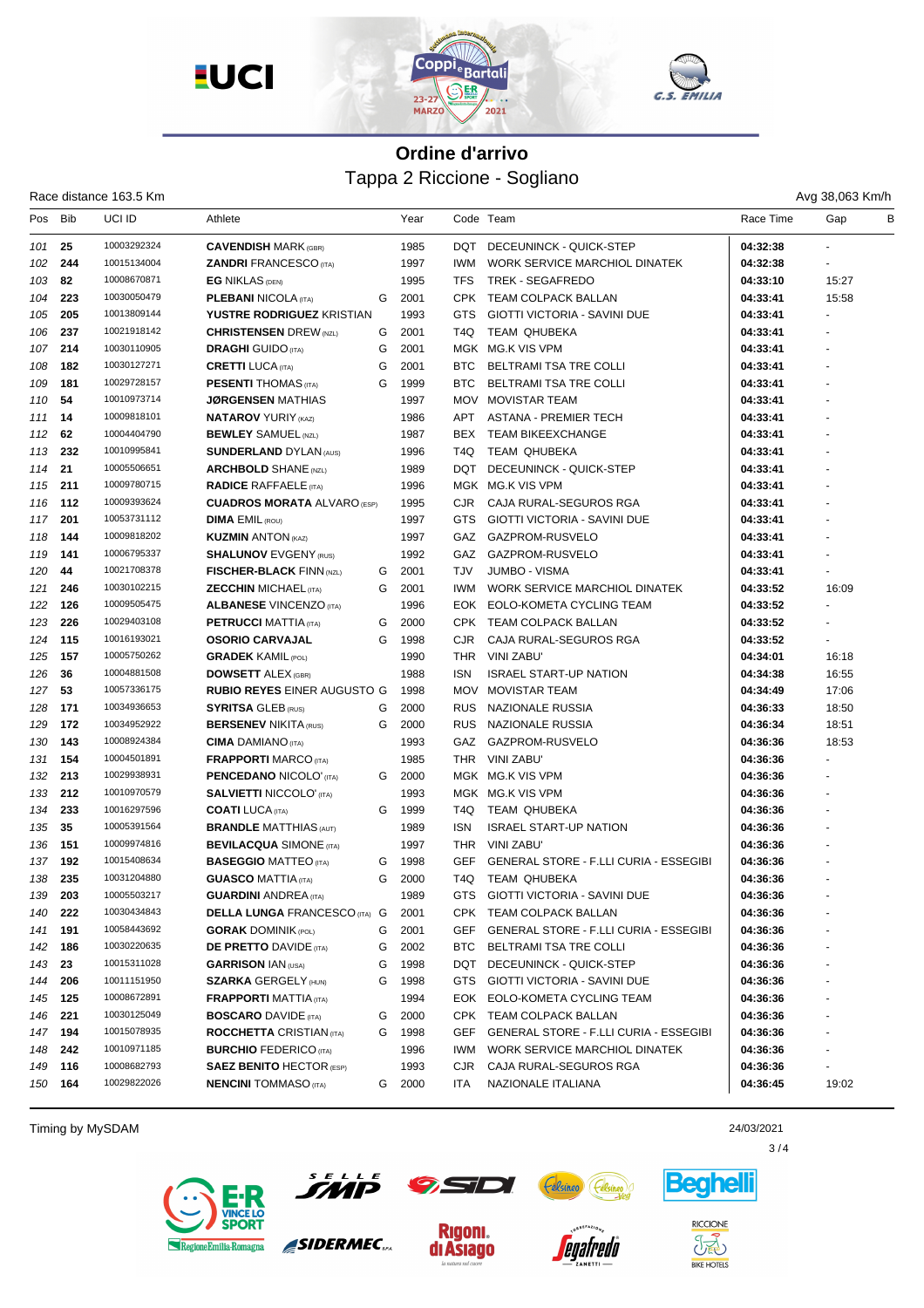## Ordine d'arrivo

### Tappa 2 Riccione - Sogliano

Race distance 163.5 Km | Avg 38,063 Km/h

| Pos | Bib | UCI ID | Athlete | | Year | Code | Team | Race Time | Gap | B |
|---|---|---|---|---|---|---|---|---|---|---|
| 101 | 25 | 10003292324 | **CAVENDISH** MARK (GBR) | | 1985 | DQT | DECEUNINCK - QUICK-STEP | 04:32:38 | - | |
| 102 | 244 | 10015134004 | **ZANDRI** FRANCESCO (ITA) | | 1997 | IWM | WORK SERVICE MARCHIOL DINATEK | 04:32:38 | - | |
| 103 | 82 | 10008670871 | **EG** NIKLAS (DEN) | | 1995 | TFS | TREK - SEGAFREDO | 04:33:10 | 15:27 | |
| 104 | 223 | 10030050479 | **PLEBANI** NICOLA (ITA) | G | 2001 | CPK | TEAM COLPACK BALLAN | 04:33:41 | 15:58 | |
| 105 | 205 | 10013809144 | **YUSTRE RODRIGUEZ** KRISTIAN | | 1993 | GTS | GIOTTI VICTORIA - SAVINI DUE | 04:33:41 | - | |
| 106 | 237 | 10021918142 | **CHRISTENSEN** DREW (NZL) | G | 2001 | T4Q | TEAM QHUBEKA | 04:33:41 | - | |
| 107 | 214 | 10030110905 | **DRAGHI** GUIDO (ITA) | G | 2001 | MGK | MG.K VIS VPM | 04:33:41 | - | |
| 108 | 182 | 10030127271 | **CRETTI** LUCA (ITA) | G | 2001 | BTC | BELTRAMI TSA TRE COLLI | 04:33:41 | - | |
| 109 | 181 | 10029728157 | **PESENTI** THOMAS (ITA) | G | 1999 | BTC | BELTRAMI TSA TRE COLLI | 04:33:41 | - | |
| 110 | 54 | 10010973714 | **JØRGENSEN** MATHIAS | | 1997 | MOV | MOVISTAR TEAM | 04:33:41 | - | |
| 111 | 14 | 10009818101 | **NATAROV** YURIY (KAZ) | | 1986 | APT | ASTANA - PREMIER TECH | 04:33:41 | - | |
| 112 | 62 | 10004404790 | **BEWLEY** SAMUEL (NZL) | | 1987 | BEX | TEAM BIKEEXCHANGE | 04:33:41 | - | |
| 113 | 232 | 10010995841 | **SUNDERLAND** DYLAN (AUS) | | 1996 | T4Q | TEAM QHUBEKA | 04:33:41 | - | |
| 114 | 21 | 10005506651 | **ARCHBOLD** SHANE (NZL) | | 1989 | DQT | DECEUNINCK - QUICK-STEP | 04:33:41 | - | |
| 115 | 211 | 10009780715 | **RADICE** RAFFAELE (ITA) | | 1996 | MGK | MG.K VIS VPM | 04:33:41 | - | |
| 116 | 112 | 10009393624 | **CUADROS MORATA** ALVARO (ESP) | | 1995 | CJR | CAJA RURAL-SEGUROS RGA | 04:33:41 | - | |
| 117 | 201 | 10053731112 | **DIMA** EMIL (ROU) | | 1997 | GTS | GIOTTI VICTORIA - SAVINI DUE | 04:33:41 | - | |
| 118 | 144 | 10009818202 | **KUZMIN** ANTON (KAZ) | | 1997 | GAZ | GAZPROM-RUSVELO | 04:33:41 | - | |
| 119 | 141 | 10006795337 | **SHALUNOV** EVGENY (RUS) | | 1992 | GAZ | GAZPROM-RUSVELO | 04:33:41 | - | |
| 120 | 44 | 10021708378 | **FISCHER-BLACK** FINN (NZL) | G | 2001 | TJV | JUMBO - VISMA | 04:33:41 | - | |
| 121 | 246 | 10030102215 | **ZECCHIN** MICHAEL (ITA) | G | 2001 | IWM | WORK SERVICE MARCHIOL DINATEK | 04:33:52 | 16:09 | |
| 122 | 126 | 10009505475 | **ALBANESE** VINCENZO (ITA) | | 1996 | EOK | EOLO-KOMETA CYCLING TEAM | 04:33:52 | - | |
| 123 | 226 | 10029403108 | **PETRUCCI** MATTIA (ITA) | G | 2000 | CPK | TEAM COLPACK BALLAN | 04:33:52 | - | |
| 124 | 115 | 10016193021 | **OSORIO CARVAJAL** | G | 1998 | CJR | CAJA RURAL-SEGUROS RGA | 04:33:52 | - | |
| 125 | 157 | 10005750262 | **GRADEK** KAMIL (POL) | | 1990 | THR | VINI ZABU' | 04:34:01 | 16:18 | |
| 126 | 36 | 10004881508 | **DOWSETT** ALEX (GBR) | | 1988 | ISN | ISRAEL START-UP NATION | 04:34:38 | 16:55 | |
| 127 | 53 | 10057336175 | **RUBIO REYES** EINER AUGUSTO | G | 1998 | MOV | MOVISTAR TEAM | 04:34:49 | 17:06 | |
| 128 | 171 | 10034936653 | **SYRITSA** GLEB (RUS) | G | 2000 | RUS | NAZIONALE RUSSIA | 04:36:33 | 18:50 | |
| 129 | 172 | 10034952922 | **BERSENEV** NIKITA (RUS) | G | 2000 | RUS | NAZIONALE RUSSIA | 04:36:34 | 18:51 | |
| 130 | 143 | 10008924384 | **CIMA** DAMIANO (ITA) | | 1993 | GAZ | GAZPROM-RUSVELO | 04:36:36 | 18:53 | |
| 131 | 154 | 10004501891 | **FRAPPORTI** MARCO (ITA) | | 1985 | THR | VINI ZABU' | 04:36:36 | - | |
| 132 | 213 | 10029938931 | **PENCEDANO** NICOLO' (ITA) | G | 2000 | MGK | MG.K VIS VPM | 04:36:36 | - | |
| 133 | 212 | 10010970579 | **SALVIETTI** NICCOLO' (ITA) | | 1993 | MGK | MG.K VIS VPM | 04:36:36 | - | |
| 134 | 233 | 10016297596 | **COATI** LUCA (ITA) | G | 1999 | T4Q | TEAM QHUBEKA | 04:36:36 | - | |
| 135 | 35 | 10005391564 | **BRANDLE** MATTHIAS (AUT) | | 1989 | ISN | ISRAEL START-UP NATION | 04:36:36 | - | |
| 136 | 151 | 10009974816 | **BEVILACQUA** SIMONE (ITA) | | 1997 | THR | VINI ZABU' | 04:36:36 | - | |
| 137 | 192 | 10015408634 | **BASEGGIO** MATTEO (ITA) | G | 1998 | GEF | GENERAL STORE - F.LLI CURIA - ESSEGIBI | 04:36:36 | - | |
| 138 | 235 | 10031204880 | **GUASCO** MATTIA (ITA) | G | 2000 | T4Q | TEAM QHUBEKA | 04:36:36 | - | |
| 139 | 203 | 10005503217 | **GUARDINI** ANDREA (ITA) | | 1989 | GTS | GIOTTI VICTORIA - SAVINI DUE | 04:36:36 | - | |
| 140 | 222 | 10030434843 | **DELLA LUNGA** FRANCESCO (ITA) | G | 2001 | CPK | TEAM COLPACK BALLAN | 04:36:36 | - | |
| 141 | 191 | 10058443692 | **GORAK** DOMINIK (POL) | G | 2001 | GEF | GENERAL STORE - F.LLI CURIA - ESSEGIBI | 04:36:36 | - | |
| 142 | 186 | 10030220635 | **DE PRETTO** DAVIDE (ITA) | G | 2002 | BTC | BELTRAMI TSA TRE COLLI | 04:36:36 | - | |
| 143 | 23 | 10015311028 | **GARRISON** IAN (USA) | G | 1998 | DQT | DECEUNINCK - QUICK-STEP | 04:36:36 | - | |
| 144 | 206 | 10011151950 | **SZARKA** GERGELY (HUN) | G | 1998 | GTS | GIOTTI VICTORIA - SAVINI DUE | 04:36:36 | - | |
| 145 | 125 | 10008672891 | **FRAPPORTI** MATTIA (ITA) | | 1994 | EOK | EOLO-KOMETA CYCLING TEAM | 04:36:36 | - | |
| 146 | 221 | 10030125049 | **BOSCARO** DAVIDE (ITA) | G | 2000 | CPK | TEAM COLPACK BALLAN | 04:36:36 | - | |
| 147 | 194 | 10015078935 | **ROCCHETTA** CRISTIAN (ITA) | G | 1998 | GEF | GENERAL STORE - F.LLI CURIA - ESSEGIBI | 04:36:36 | - | |
| 148 | 242 | 10010971185 | **BURCHIO** FEDERICO (ITA) | | 1996 | IWM | WORK SERVICE MARCHIOL DINATEK | 04:36:36 | - | |
| 149 | 116 | 10008682793 | **SAEZ BENITO** HECTOR (ESP) | | 1993 | CJR | CAJA RURAL-SEGUROS RGA | 04:36:36 | - | |
| 150 | 164 | 10029822026 | **NENCINI** TOMMASO (ITA) | G | 2000 | ITA | NAZIONALE ITALIANA | 04:36:45 | 19:02 | |

Timing by MySDAM

24/03/2021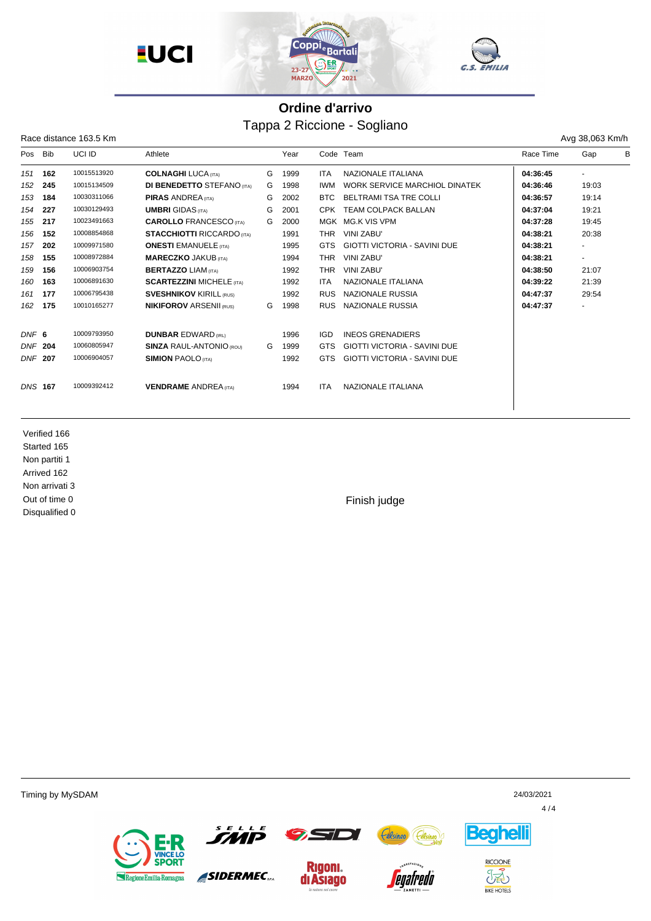## Ordine d'arrivo

### Tappa 2 Riccione - Sogliano

Race distance 163.5 Km

Avg 38,063 Km/h

| Pos | Bib | UCI ID | Athlete | | Year | Code | Team | Race Time | Gap | B |
|---|---|---|---|---|---|---|---|---|---|---|
| 151 | 162 | 10015513920 | **COLNAGHI** LUCA (ITA) | G | 1999 | ITA | NAZIONALE ITALIANA | 04:36:45 | - | |
| 152 | 245 | 10015134509 | **DI BENEDETTO** STEFANO (ITA) | G | 1998 | IWM | WORK SERVICE MARCHIOL DINATEK | 04:36:46 | 19:03 | |
| 153 | 184 | 10030311066 | **PIRAS** ANDREA (ITA) | G | 2002 | BTC | BELTRAMI TSA TRE COLLI | 04:36:57 | 19:14 | |
| 154 | 227 | 10030129493 | **UMBRI** GIDAS (ITA) | G | 2001 | CPK | TEAM COLPACK BALLAN | 04:37:04 | 19:21 | |
| 155 | 217 | 10023491663 | **CAROLLO** FRANCESCO (ITA) | G | 2000 | MGK | MG.K VIS VPM | 04:37:28 | 19:45 | |
| 156 | 152 | 10008854868 | **STACCHIOTTI** RICCARDO (ITA) | | 1991 | THR | VINI ZABU' | 04:38:21 | 20:38 | |
| 157 | 202 | 10009971580 | **ONESTI** EMANUELE (ITA) | | 1995 | GTS | GIOTTI VICTORIA - SAVINI DUE | 04:38:21 | - | |
| 158 | 155 | 10008972884 | **MARECZKO** JAKUB (ITA) | | 1994 | THR | VINI ZABU' | 04:38:21 | - | |
| 159 | 156 | 10006903754 | **BERTAZZO** LIAM (ITA) | | 1992 | THR | VINI ZABU' | 04:38:50 | 21:07 | |
| 160 | 163 | 10006891630 | **SCARTEZZINI** MICHELE (ITA) | | 1992 | ITA | NAZIONALE ITALIANA | 04:39:22 | 21:39 | |
| 161 | 177 | 10006795438 | **SVESHNIKOV** KIRILL (RUS) | | 1992 | RUS | NAZIONALE RUSSIA | 04:47:37 | 29:54 | |
| 162 | 175 | 10010165277 | **NIKIFOROV** ARSENII (RUS) | G | 1998 | RUS | NAZIONALE RUSSIA | 04:47:37 | - | |
| DNF | 6 | 10009793950 | **DUNBAR** EDWARD (IRL) | | 1996 | IGD | INEOS GRENADIERS | | | |
| DNF | 204 | 10060805947 | **SINZA** RAUL-ANTONIO (ROU) | G | 1999 | GTS | GIOTTI VICTORIA - SAVINI DUE | | | |
| DNF | 207 | 10006904057 | **SIMION** PAOLO (ITA) | | 1992 | GTS | GIOTTI VICTORIA - SAVINI DUE | | | |
| DNS | 167 | 10009392412 | **VENDRAME** ANDREA (ITA) | | 1994 | ITA | NAZIONALE ITALIANA | | | |

Verified 166
Started 165
Non partiti 1
Arrived 162
Non arrivati 3
Out of time 0
Disqualified 0

Finish judge

Timing by MySDAM

24/03/2021